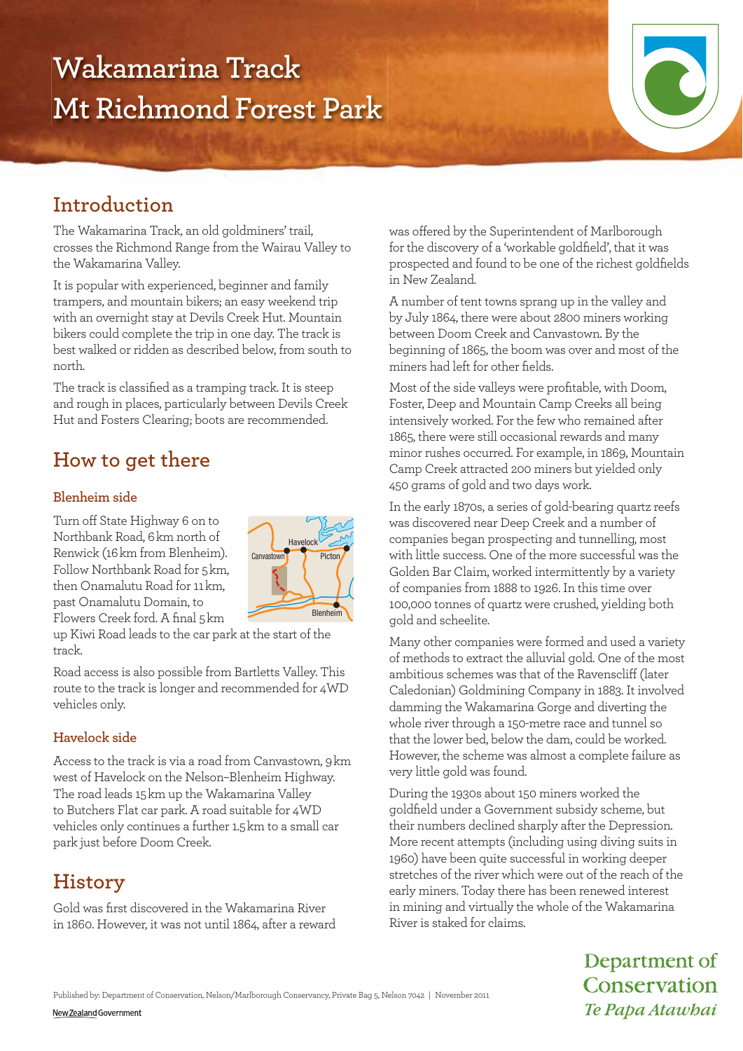# Wakamarina Track
# Mt Richmond Forest Park

## Introduction

The Wakamarina Track, an old goldminers' trail, crosses the Richmond Range from the Wairau Valley to the Wakamarina Valley.

It is popular with experienced, beginner and family trampers, and mountain bikers; an easy weekend trip with an overnight stay at Devils Creek Hut. Mountain bikers could complete the trip in one day. The track is best walked or ridden as described below, from south to north.

The track is classified as a tramping track. It is steep and rough in places, particularly between Devils Creek Hut and Fosters Clearing; boots are recommended.

## How to get there

### Blenheim side

Turn off State Highway 6 on to Northbank Road, 6 km north of Renwick (16 km from Blenheim). Follow Northbank Road for 5 km, then Onamalutu Road for 11 km, past Onamalutu Domain, to Flowers Creek ford. A final 5 km up Kiwi Road leads to the car park at the start of the track.

Road access is also possible from Bartletts Valley. This route to the track is longer and recommended for 4WD vehicles only.

### Havelock side

Access to the track is via a road from Canvastown, 9 km west of Havelock on the Nelson–Blenheim Highway. The road leads 15 km up the Wakamarina Valley to Butchers Flat car park. A road suitable for 4WD vehicles only continues a further 1.5 km to a small car park just before Doom Creek.

## History

Gold was first discovered in the Wakamarina River in 1860. However, it was not until 1864, after a reward was offered by the Superintendent of Marlborough for the discovery of a 'workable goldfield', that it was prospected and found to be one of the richest goldfields in New Zealand.

A number of tent towns sprang up in the valley and by July 1864, there were about 2800 miners working between Doom Creek and Canvastown. By the beginning of 1865, the boom was over and most of the miners had left for other fields.

Most of the side valleys were profitable, with Doom, Foster, Deep and Mountain Camp Creeks all being intensively worked. For the few who remained after 1865, there were still occasional rewards and many minor rushes occurred. For example, in 1869, Mountain Camp Creek attracted 200 miners but yielded only 450 grams of gold and two days work.

In the early 1870s, a series of gold-bearing quartz reefs was discovered near Deep Creek and a number of companies began prospecting and tunnelling, most with little success. One of the more successful was the Golden Bar Claim, worked intermittently by a variety of companies from 1888 to 1926. In this time over 100,000 tonnes of quartz were crushed, yielding both gold and scheelite.

Many other companies were formed and used a variety of methods to extract the alluvial gold. One of the most ambitious schemes was that of the Ravenscliff (later Caledonian) Goldmining Company in 1883. It involved damming the Wakamarina Gorge and diverting the whole river through a 150-metre race and tunnel so that the lower bed, below the dam, could be worked. However, the scheme was almost a complete failure as very little gold was found.

During the 1930s about 150 miners worked the goldfield under a Government subsidy scheme, but their numbers declined sharply after the Depression. More recent attempts (including using diving suits in 1960) have been quite successful in working deeper stretches of the river which were out of the reach of the early miners. Today there has been renewed interest in mining and virtually the whole of the Wakamarina River is staked for claims.

Published by: Department of Conservation, Nelson/Marlborough Conservancy, Private Bag 5, Nelson 7042 | November 2011

Department of Conservation
*Te Papa Atawhai*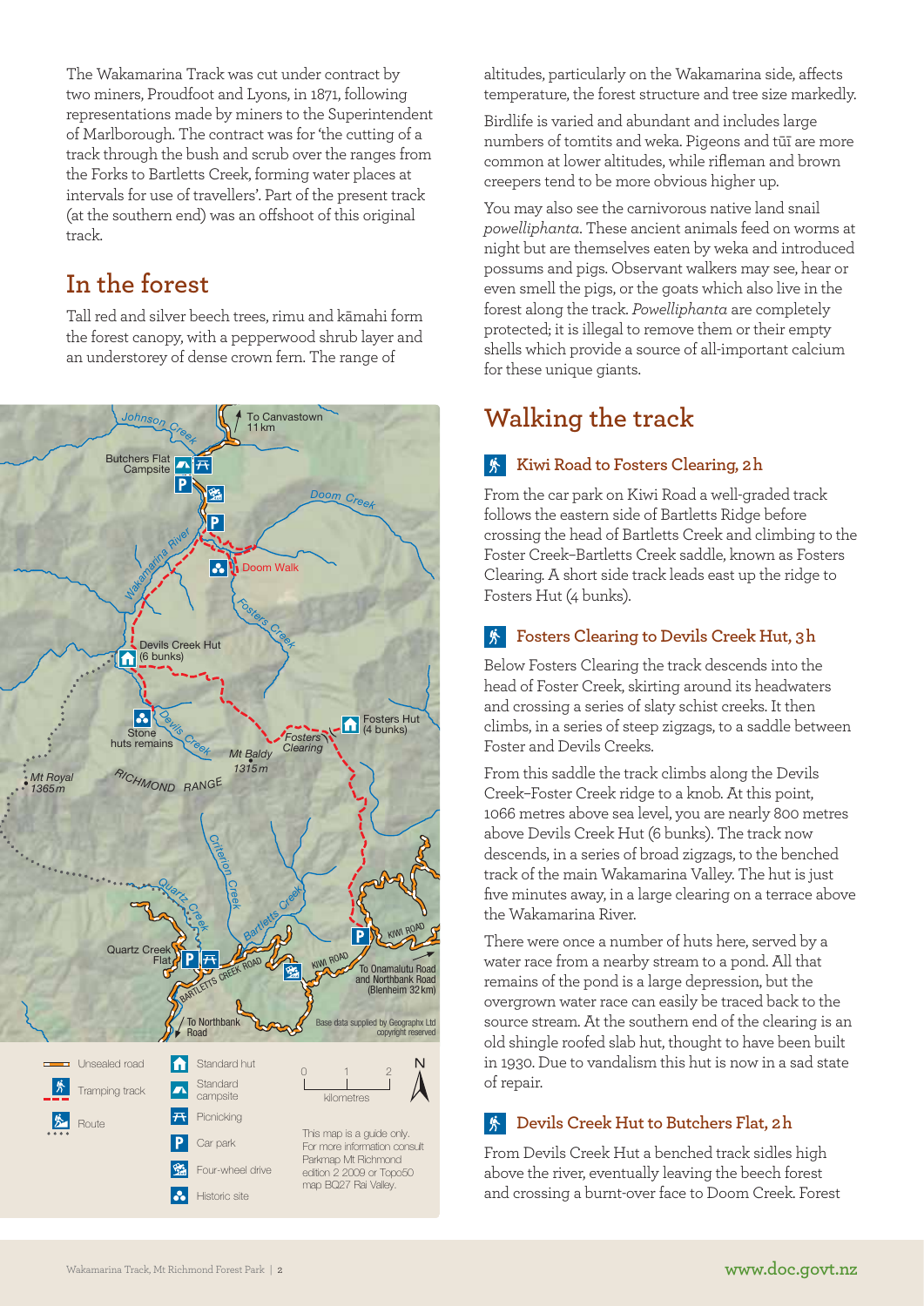The Wakamarina Track was cut under contract by two miners, Proudfoot and Lyons, in 1871, following representations made by miners to the Superintendent of Marlborough. The contract was for 'the cutting of a track through the bush and scrub over the ranges from the Forks to Bartletts Creek, forming water places at intervals for use of travellers'. Part of the present track (at the southern end) was an offshoot of this original track.

## In the forest

Tall red and silver beech trees, rimu and kāmahi form the forest canopy, with a pepperwood shrub layer and an understorey of dense crown fern. The range of altitudes, particularly on the Wakamarina side, affects temperature, the forest structure and tree size markedly.

Birdlife is varied and abundant and includes large numbers of tomtits and weka. Pigeons and tūī are more common at lower altitudes, while rifleman and brown creepers tend to be more obvious higher up.

You may also see the carnivorous native land snail *powelliphanta*. These ancient animals feed on worms at night but are themselves eaten by weka and introduced possums and pigs. Observant walkers may see, hear or even smell the pigs, or the goats which also live in the forest along the track. *Powelliphanta* are completely protected; it is illegal to remove them or their empty shells which provide a source of all-important calcium for these unique giants.

Base data supplied by Geographx Ltd copyright reserved

Unsealed road
Tramping track
Route
Standard hut
Standard campsite
Picnicking
Car park
Four-wheel drive
Historic site

This map is a guide only. For more information consult Parkmap Mt Richmond edition 2 2009 or Topo50 map BQ27 Rai Valley.

## Walking the track

### Kiwi Road to Fosters Clearing, 2 h

From the car park on Kiwi Road a well-graded track follows the eastern side of Bartletts Ridge before crossing the head of Bartletts Creek and climbing to the Foster Creek–Bartletts Creek saddle, known as Fosters Clearing. A short side track leads east up the ridge to Fosters Hut (4 bunks).

### Fosters Clearing to Devils Creek Hut, 3 h

Below Fosters Clearing the track descends into the head of Foster Creek, skirting around its headwaters and crossing a series of slaty schist creeks. It then climbs, in a series of steep zigzags, to a saddle between Foster and Devils Creeks.

From this saddle the track climbs along the Devils Creek–Foster Creek ridge to a knob. At this point, 1066 metres above sea level, you are nearly 800 metres above Devils Creek Hut (6 bunks). The track now descends, in a series of broad zigzags, to the benched track of the main Wakamarina Valley. The hut is just five minutes away, in a large clearing on a terrace above the Wakamarina River.

There were once a number of huts here, served by a water race from a nearby stream to a pond. All that remains of the pond is a large depression, but the overgrown water race can easily be traced back to the source stream. At the southern end of the clearing is an old shingle roofed slab hut, thought to have been built in 1930. Due to vandalism this hut is now in a sad state of repair.

### Devils Creek Hut to Butchers Flat, 2 h

From Devils Creek Hut a benched track sidles high above the river, eventually leaving the beech forest and crossing a burnt-over face to Doom Creek. Forest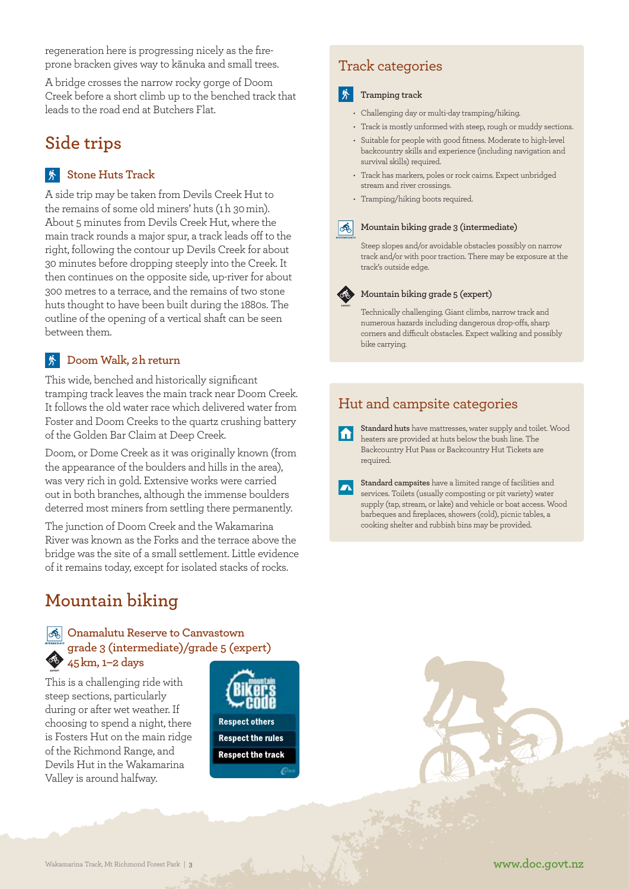regeneration here is progressing nicely as the fire-prone bracken gives way to kānuka and small trees.

A bridge crosses the narrow rocky gorge of Doom Creek before a short climb up to the benched track that leads to the road end at Butchers Flat.

## Side trips

### Stone Huts Track

A side trip may be taken from Devils Creek Hut to the remains of some old miners' huts (1 h 30 min). About 5 minutes from Devils Creek Hut, where the main track rounds a major spur, a track leads off to the right, following the contour up Devils Creek for about 30 minutes before dropping steeply into the Creek. It then continues on the opposite side, up-river for about 300 metres to a terrace, and the remains of two stone huts thought to have been built during the 1880s. The outline of the opening of a vertical shaft can be seen between them.

### Doom Walk, 2 h return

This wide, benched and historically significant tramping track leaves the main track near Doom Creek. It follows the old water race which delivered water from Foster and Doom Creeks to the quartz crushing battery of the Golden Bar Claim at Deep Creek.

Doom, or Dome Creek as it was originally known (from the appearance of the boulders and hills in the area), was very rich in gold. Extensive works were carried out in both branches, although the immense boulders deterred most miners from settling there permanently.

The junction of Doom Creek and the Wakamarina River was known as the Forks and the terrace above the bridge was the site of a small settlement. Little evidence of it remains today, except for isolated stacks of rocks.

## Mountain biking

### Onamalutu Reserve to Canvastown grade 3 (intermediate)/grade 5 (expert) 45 km, 1–2 days

This is a challenging ride with steep sections, particularly during or after wet weather. If choosing to spend a night, there is Fosters Hut on the main ridge of the Richmond Range, and Devils Hut in the Wakamarina Valley is around halfway.

Mountain Biker's Code
- Respect others
- Respect the rules
- Respect the track

## Track categories

**Tramping track**

- Challenging day or multi-day tramping/hiking.
- Track is mostly unformed with steep, rough or muddy sections.
- Suitable for people with good fitness. Moderate to high-level backcountry skills and experience (including navigation and survival skills) required.
- Track has markers, poles or rock cairns. Expect unbridged stream and river crossings.
- Tramping/hiking boots required.

**Mountain biking grade 3 (intermediate)**

Steep slopes and/or avoidable obstacles possibly on narrow track and/or with poor traction. There may be exposure at the track's outside edge.

**Mountain biking grade 5 (expert)**

Technically challenging. Giant climbs, narrow track and numerous hazards including dangerous drop-offs, sharp corners and difficult obstacles. Expect walking and possibly bike carrying.

## Hut and campsite categories

**Standard huts** have mattresses, water supply and toilet. Wood heaters are provided at huts below the bush line. The Backcountry Hut Pass or Backcountry Hut Tickets are required.

**Standard campsites** have a limited range of facilities and services. Toilets (usually composting or pit variety) water supply (tap, stream, or lake) and vehicle or boat access. Wood barbeques and fireplaces, showers (cold), picnic tables, a cooking shelter and rubbish bins may be provided.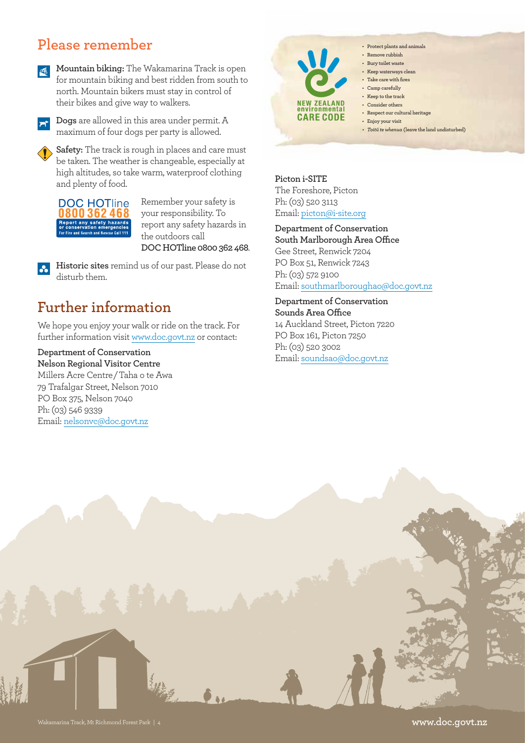## Please remember

**Mountain biking:** The Wakamarina Track is open for mountain biking and best ridden from south to north. Mountain bikers must stay in control of their bikes and give way to walkers.

**Dogs** are allowed in this area under permit. A maximum of four dogs per party is allowed.

**Safety:** The track is rough in places and care must be taken. The weather is changeable, especially at high altitudes, so take warm, waterproof clothing and plenty of food.

DOC HOTline 0800 362 468
Report any safety hazards or conservation emergencies
For Fire and Search and Rescue Call 111

Remember your safety is your responsibility. To report any safety hazards in the outdoors call **DOC HOTline 0800 362 468**.

**Historic sites** remind us of our past. Please do not disturb them.

## Further information

We hope you enjoy your walk or ride on the track. For further information visit www.doc.govt.nz or contact:

**Department of Conservation**
**Nelson Regional Visitor Centre**
Millers Acre Centre/Taha o te Awa
79 Trafalgar Street, Nelson 7010
PO Box 375, Nelson 7040
Ph: (03) 546 9339
Email: nelsonvc@doc.govt.nz

NEW ZEALAND environmental CARE CODE

- Protect plants and animals
- Remove rubbish
- Bury toilet waste
- Keep waterways clean
- Take care with fires
- Camp carefully
- Keep to the track
- Consider others
- Respect our cultural heritage
- Enjoy your visit
- *Toitū te whenua* (leave the land undisturbed)

**Picton i-SITE**
The Foreshore, Picton
Ph: (03) 520 3113
Email: picton@i-site.org

**Department of Conservation**
**South Marlborough Area Office**
Gee Street, Renwick 7204
PO Box 51, Renwick 7243
Ph: (03) 572 9100
Email: southmarlboroughao@doc.govt.nz

**Department of Conservation**
**Sounds Area Office**
14 Auckland Street, Picton 7220
PO Box 161, Picton 7250
Ph: (03) 520 3002
Email: soundsao@doc.govt.nz